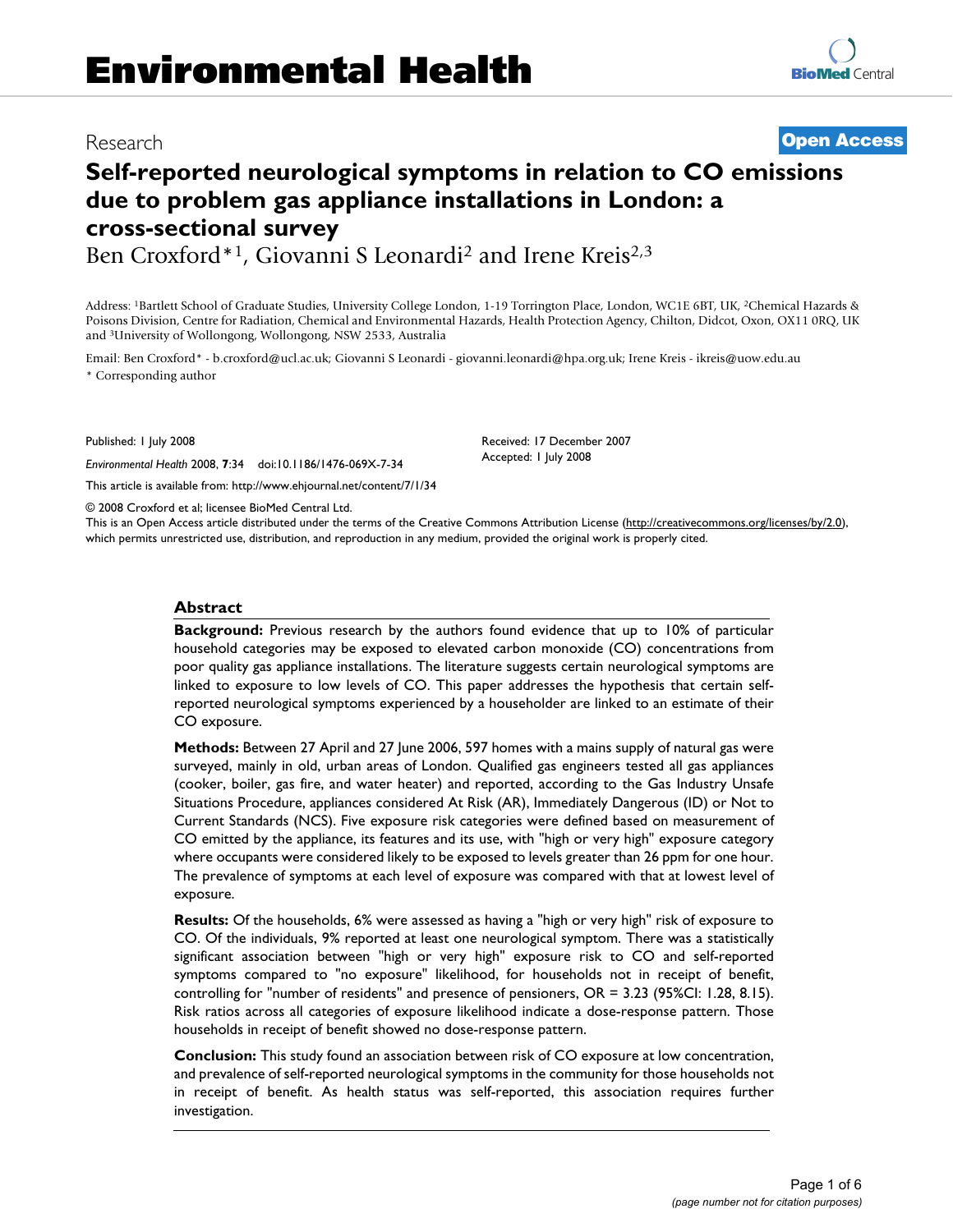Research

**Open Access**

# Self-reported neurological symptoms in relation to CO emissions due to problem gas appliance installations in London: a cross-sectional survey

Ben Croxford*[1], Giovanni S Leonardi[2] and Irene Kreis[2,3]

Address: [1]Bartlett School of Graduate Studies, University College London, 1-19 Torrington Place, London, WC1E 6BT, UK, [2]Chemical Hazards & Poisons Division, Centre for Radiation, Chemical and Environmental Hazards, Health Protection Agency, Chilton, Didcot, Oxon, OX11 0RQ, UK and [3]University of Wollongong, Wollongong, NSW 2533, Australia

Email: Ben Croxford* - b.croxford@ucl.ac.uk; Giovanni S Leonardi - giovanni.leonardi@hpa.org.uk; Irene Kreis - ikreis@uow.edu.au

* Corresponding author

Published: 1 July 2008

*Environmental Health* 2008, **7**:34 doi:10.1186/1476-069X-7-34

Received: 17 December 2007

Accepted: 1 July 2008

This article is available from: http://www.ehjournal.net/content/7/1/34

© 2008 Croxford et al; licensee BioMed Central Ltd.

This is an Open Access article distributed under the terms of the Creative Commons Attribution License (http://creativecommons.org/licenses/by/2.0), which permits unrestricted use, distribution, and reproduction in any medium, provided the original work is properly cited.

## Abstract

**Background:** Previous research by the authors found evidence that up to 10% of particular household categories may be exposed to elevated carbon monoxide (CO) concentrations from poor quality gas appliance installations. The literature suggests certain neurological symptoms are linked to exposure to low levels of CO. This paper addresses the hypothesis that certain self-reported neurological symptoms experienced by a householder are linked to an estimate of their CO exposure.

**Methods:** Between 27 April and 27 June 2006, 597 homes with a mains supply of natural gas were surveyed, mainly in old, urban areas of London. Qualified gas engineers tested all gas appliances (cooker, boiler, gas fire, and water heater) and reported, according to the Gas Industry Unsafe Situations Procedure, appliances considered At Risk (AR), Immediately Dangerous (ID) or Not to Current Standards (NCS). Five exposure risk categories were defined based on measurement of CO emitted by the appliance, its features and its use, with "high or very high" exposure category where occupants were considered likely to be exposed to levels greater than 26 ppm for one hour. The prevalence of symptoms at each level of exposure was compared with that at lowest level of exposure.

**Results:** Of the households, 6% were assessed as having a "high or very high" risk of exposure to CO. Of the individuals, 9% reported at least one neurological symptom. There was a statistically significant association between "high or very high" exposure risk to CO and self-reported symptoms compared to "no exposure" likelihood, for households not in receipt of benefit, controlling for "number of residents" and presence of pensioners, OR = 3.23 (95%CI: 1.28, 8.15). Risk ratios across all categories of exposure likelihood indicate a dose-response pattern. Those households in receipt of benefit showed no dose-response pattern.

**Conclusion:** This study found an association between risk of CO exposure at low concentration, and prevalence of self-reported neurological symptoms in the community for those households not in receipt of benefit. As health status was self-reported, this association requires further investigation.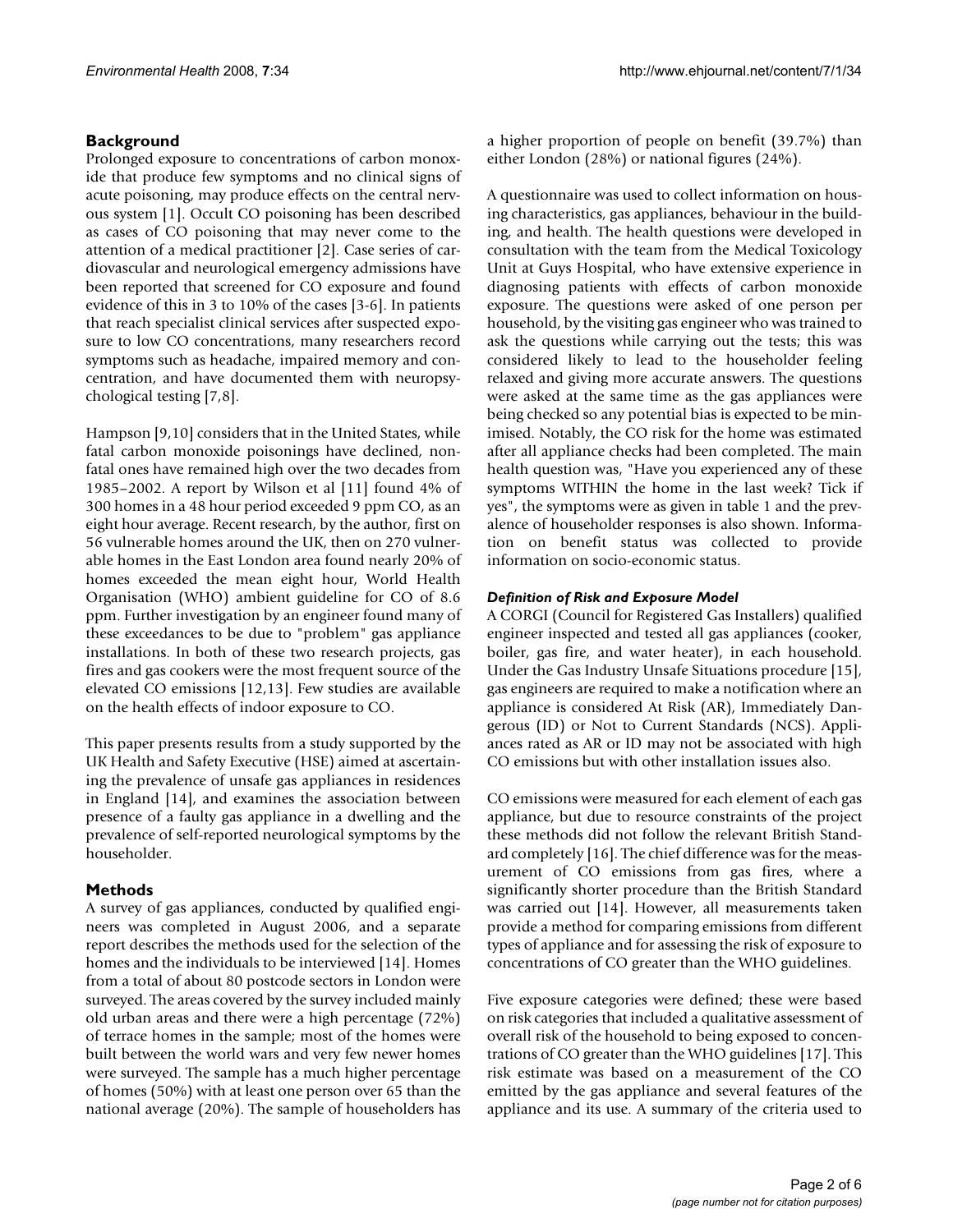## Background

Prolonged exposure to concentrations of carbon monoxide that produce few symptoms and no clinical signs of acute poisoning, may produce effects on the central nervous system [1]. Occult CO poisoning has been described as cases of CO poisoning that may never come to the attention of a medical practitioner [2]. Case series of cardiovascular and neurological emergency admissions have been reported that screened for CO exposure and found evidence of this in 3 to 10% of the cases [3-6]. In patients that reach specialist clinical services after suspected exposure to low CO concentrations, many researchers record symptoms such as headache, impaired memory and concentration, and have documented them with neuropsychological testing [7,8].

Hampson [9,10] considers that in the United States, while fatal carbon monoxide poisonings have declined, non-fatal ones have remained high over the two decades from 1985–2002. A report by Wilson et al [11] found 4% of 300 homes in a 48 hour period exceeded 9 ppm CO, as an eight hour average. Recent research, by the author, first on 56 vulnerable homes around the UK, then on 270 vulnerable homes in the East London area found nearly 20% of homes exceeded the mean eight hour, World Health Organisation (WHO) ambient guideline for CO of 8.6 ppm. Further investigation by an engineer found many of these exceedances to be due to "problem" gas appliance installations. In both of these two research projects, gas fires and gas cookers were the most frequent source of the elevated CO emissions [12,13]. Few studies are available on the health effects of indoor exposure to CO.

This paper presents results from a study supported by the UK Health and Safety Executive (HSE) aimed at ascertaining the prevalence of unsafe gas appliances in residences in England [14], and examines the association between presence of a faulty gas appliance in a dwelling and the prevalence of self-reported neurological symptoms by the householder.

## Methods

A survey of gas appliances, conducted by qualified engineers was completed in August 2006, and a separate report describes the methods used for the selection of the homes and the individuals to be interviewed [14]. Homes from a total of about 80 postcode sectors in London were surveyed. The areas covered by the survey included mainly old urban areas and there were a high percentage (72%) of terrace homes in the sample; most of the homes were built between the world wars and very few newer homes were surveyed. The sample has a much higher percentage of homes (50%) with at least one person over 65 than the national average (20%). The sample of householders has a higher proportion of people on benefit (39.7%) than either London (28%) or national figures (24%).

A questionnaire was used to collect information on housing characteristics, gas appliances, behaviour in the building, and health. The health questions were developed in consultation with the team from the Medical Toxicology Unit at Guys Hospital, who have extensive experience in diagnosing patients with effects of carbon monoxide exposure. The questions were asked of one person per household, by the visiting gas engineer who was trained to ask the questions while carrying out the tests; this was considered likely to lead to the householder feeling relaxed and giving more accurate answers. The questions were asked at the same time as the gas appliances were being checked so any potential bias is expected to be minimised. Notably, the CO risk for the home was estimated after all appliance checks had been completed. The main health question was, "Have you experienced any of these symptoms WITHIN the home in the last week? Tick if yes", the symptoms were as given in table 1 and the prevalence of householder responses is also shown. Information on benefit status was collected to provide information on socio-economic status.

### *Definition of Risk and Exposure Model*

A CORGI (Council for Registered Gas Installers) qualified engineer inspected and tested all gas appliances (cooker, boiler, gas fire, and water heater), in each household. Under the Gas Industry Unsafe Situations procedure [15], gas engineers are required to make a notification where an appliance is considered At Risk (AR), Immediately Dangerous (ID) or Not to Current Standards (NCS). Appliances rated as AR or ID may not be associated with high CO emissions but with other installation issues also.

CO emissions were measured for each element of each gas appliance, but due to resource constraints of the project these methods did not follow the relevant British Standard completely [16]. The chief difference was for the measurement of CO emissions from gas fires, where a significantly shorter procedure than the British Standard was carried out [14]. However, all measurements taken provide a method for comparing emissions from different types of appliance and for assessing the risk of exposure to concentrations of CO greater than the WHO guidelines.

Five exposure categories were defined; these were based on risk categories that included a qualitative assessment of overall risk of the household to being exposed to concentrations of CO greater than the WHO guidelines [17]. This risk estimate was based on a measurement of the CO emitted by the gas appliance and several features of the appliance and its use. A summary of the criteria used to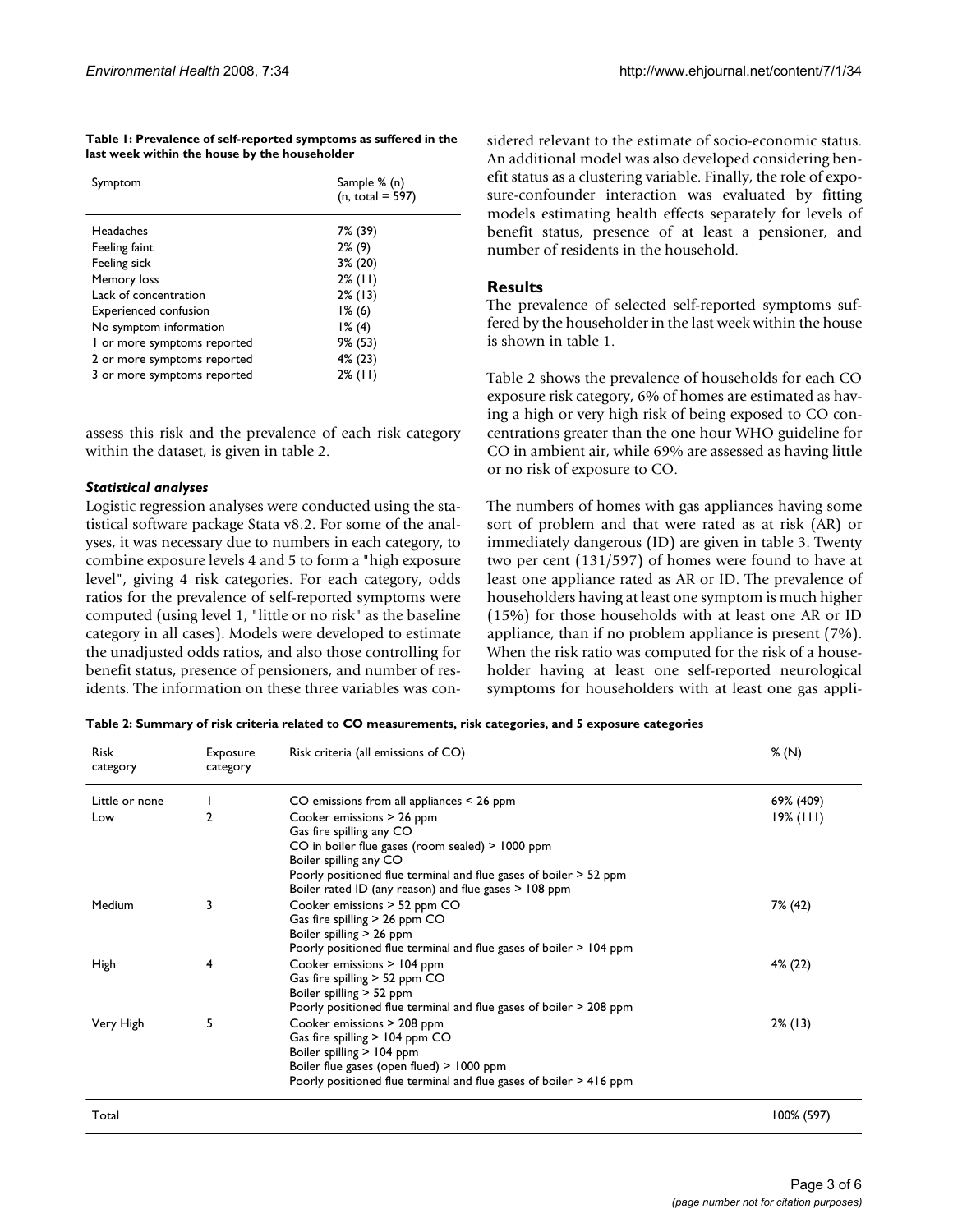**Table 1: Prevalence of self-reported symptoms as suffered in the last week within the house by the householder**

| Symptom | Sample % (n) (n, total = 597) |
| --- | --- |
| Headaches | 7% (39) |
| Feeling faint | 2% (9) |
| Feeling sick | 3% (20) |
| Memory loss | 2% (11) |
| Lack of concentration | 2% (13) |
| Experienced confusion | 1% (6) |
| No symptom information | 1% (4) |
| 1 or more symptoms reported | 9% (53) |
| 2 or more symptoms reported | 4% (23) |
| 3 or more symptoms reported | 2% (11) |

assess this risk and the prevalence of each risk category within the dataset, is given in table 2.

### *Statistical analyses*

Logistic regression analyses were conducted using the statistical software package Stata v8.2. For some of the analyses, it was necessary due to numbers in each category, to combine exposure levels 4 and 5 to form a "high exposure level", giving 4 risk categories. For each category, odds ratios for the prevalence of self-reported symptoms were computed (using level 1, "little or no risk" as the baseline category in all cases). Models were developed to estimate the unadjusted odds ratios, and also those controlling for benefit status, presence of pensioners, and number of residents. The information on these three variables was considered relevant to the estimate of socio-economic status. An additional model was also developed considering benefit status as a clustering variable. Finally, the role of exposure-confounder interaction was evaluated by fitting models estimating health effects separately for levels of benefit status, presence of at least a pensioner, and number of residents in the household.

## Results

The prevalence of selected self-reported symptoms suffered by the householder in the last week within the house is shown in table 1.

Table 2 shows the prevalence of households for each CO exposure risk category, 6% of homes are estimated as having a high or very high risk of being exposed to CO concentrations greater than the one hour WHO guideline for CO in ambient air, while 69% are assessed as having little or no risk of exposure to CO.

The numbers of homes with gas appliances having some sort of problem and that were rated as at risk (AR) or immediately dangerous (ID) are given in table 3. Twenty two per cent (131/597) of homes were found to have at least one appliance rated as AR or ID. The prevalence of householders having at least one symptom is much higher (15%) for those households with at least one AR or ID appliance, than if no problem appliance is present (7%). When the risk ratio was computed for the risk of a householder having at least one self-reported neurological symptoms for householders with at least one gas appli-

**Table 2: Summary of risk criteria related to CO measurements, risk categories, and 5 exposure categories**

| Risk category | Exposure category | Risk criteria (all emissions of CO) | % (N) |
| --- | --- | --- | --- |
| Little or none | 1 | CO emissions from all appliances < 26 ppm | 69% (409) |
| Low | 2 | Cooker emissions > 26 ppm<br>Gas fire spilling any CO<br>CO in boiler flue gases (room sealed) > 1000 ppm<br>Boiler spilling any CO<br>Poorly positioned flue terminal and flue gases of boiler > 52 ppm<br>Boiler rated ID (any reason) and flue gases > 108 ppm | 19% (111) |
| Medium | 3 | Cooker emissions > 52 ppm CO<br>Gas fire spilling > 26 ppm CO<br>Boiler spilling > 26 ppm<br>Poorly positioned flue terminal and flue gases of boiler > 104 ppm | 7% (42) |
| High | 4 | Cooker emissions > 104 ppm<br>Gas fire spilling > 52 ppm CO<br>Boiler spilling > 52 ppm<br>Poorly positioned flue terminal and flue gases of boiler > 208 ppm | 4% (22) |
| Very High | 5 | Cooker emissions > 208 ppm<br>Gas fire spilling > 104 ppm CO<br>Boiler spilling > 104 ppm<br>Boiler flue gases (open flued) > 1000 ppm<br>Poorly positioned flue terminal and flue gases of boiler > 416 ppm | 2% (13) |
| Total | | | 100% (597) |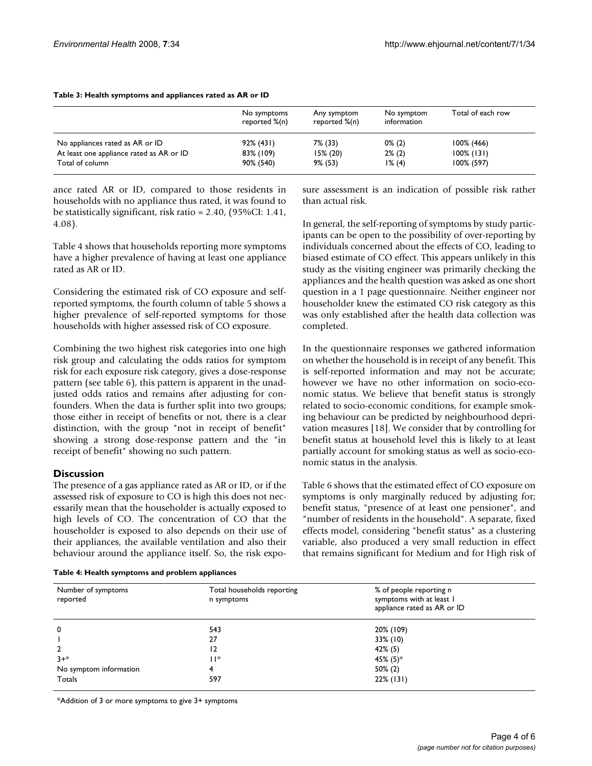**Table 3: Health symptoms and appliances rated as AR or ID**

| | No symptoms reported %(n) | Any symptom reported %(n) | No symptom information | Total of each row |
|---|---|---|---|---|
| No appliances rated as AR or ID | 92% (431) | 7% (33) | 0% (2) | 100% (466) |
| At least one appliance rated as AR or ID | 83% (109) | 15% (20) | 2% (2) | 100% (131) |
| Total of column | 90% (540) | 9% (53) | 1% (4) | 100% (597) |

ance rated AR or ID, compared to those residents in households with no appliance thus rated, it was found to be statistically significant, risk ratio = 2.40, (95%CI: 1.41, 4.08).

Table 4 shows that households reporting more symptoms have a higher prevalence of having at least one appliance rated as AR or ID.

Considering the estimated risk of CO exposure and self-reported symptoms, the fourth column of table 5 shows a higher prevalence of self-reported symptoms for those households with higher assessed risk of CO exposure.

Combining the two highest risk categories into one high risk group and calculating the odds ratios for symptom risk for each exposure risk category, gives a dose-response pattern (see table 6), this pattern is apparent in the unadjusted odds ratios and remains after adjusting for confounders. When the data is further split into two groups; those either in receipt of benefits or not, there is a clear distinction, with the group "not in receipt of benefit" showing a strong dose-response pattern and the "in receipt of benefit" showing no such pattern.

## Discussion

The presence of a gas appliance rated as AR or ID, or if the assessed risk of exposure to CO is high this does not necessarily mean that the householder is actually exposed to high levels of CO. The concentration of CO that the householder is exposed to also depends on their use of their appliances, the available ventilation and also their behaviour around the appliance itself. So, the risk exposure assessment is an indication of possible risk rather than actual risk.

In general, the self-reporting of symptoms by study participants can be open to the possibility of over-reporting by individuals concerned about the effects of CO, leading to biased estimate of CO effect. This appears unlikely in this study as the visiting engineer was primarily checking the appliances and the health question was asked as one short question in a 1 page questionnaire. Neither engineer nor householder knew the estimated CO risk category as this was only established after the health data collection was completed.

In the questionnaire responses we gathered information on whether the household is in receipt of any benefit. This is self-reported information and may not be accurate; however we have no other information on socio-economic status. We believe that benefit status is strongly related to socio-economic conditions, for example smoking behaviour can be predicted by neighbourhood deprivation measures [18]. We consider that by controlling for benefit status at household level this is likely to at least partially account for smoking status as well as socio-economic status in the analysis.

Table 6 shows that the estimated effect of CO exposure on symptoms is only marginally reduced by adjusting for; benefit status, "presence of at least one pensioner", and "number of residents in the household". A separate, fixed effects model, considering "benefit status" as a clustering variable, also produced a very small reduction in effect that remains significant for Medium and for High risk of

**Table 4: Health symptoms and problem appliances**

| Number of symptoms reported | Total households reporting n symptoms | % of people reporting n symptoms with at least 1 appliance rated as AR or ID |
|---|---|---|
| 0 | 543 | 20% (109) |
| 1 | 27 | 33% (10) |
| 2 | 12 | 42% (5) |
| 3+* | 11* | 45% (5)* |
| No symptom information | 4 | 50% (2) |
| Totals | 597 | 22% (131) |

*Addition of 3 or more symptoms to give 3+ symptoms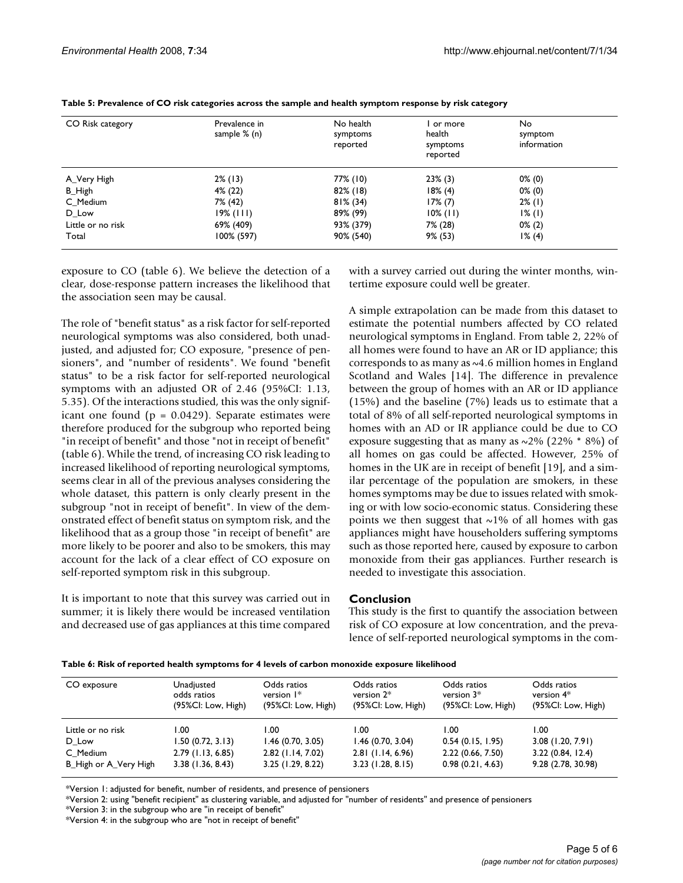**Table 5: Prevalence of CO risk categories across the sample and health symptom response by risk category**

| CO Risk category | Prevalence in sample % (n) | No health symptoms reported | 1 or more health symptoms reported | No symptom information |
|---|---|---|---|---|
| A_Very High | 2% (13) | 77% (10) | 23% (3) | 0% (0) |
| B_High | 4% (22) | 82% (18) | 18% (4) | 0% (0) |
| C_Medium | 7% (42) | 81% (34) | 17% (7) | 2% (1) |
| D_Low | 19% (111) | 89% (99) | 10% (11) | 1% (1) |
| Little or no risk | 69% (409) | 93% (379) | 7% (28) | 0% (2) |
| Total | 100% (597) | 90% (540) | 9% (53) | 1% (4) |

exposure to CO (table 6). We believe the detection of a clear, dose-response pattern increases the likelihood that the association seen may be causal.

The role of "benefit status" as a risk factor for self-reported neurological symptoms was also considered, both unadjusted, and adjusted for; CO exposure, "presence of pensioners", and "number of residents". We found "benefit status" to be a risk factor for self-reported neurological symptoms with an adjusted OR of 2.46 (95%CI: 1.13, 5.35). Of the interactions studied, this was the only significant one found ($p = 0.0429$). Separate estimates were therefore produced for the subgroup who reported being "in receipt of benefit" and those "not in receipt of benefit" (table 6). While the trend, of increasing CO risk leading to increased likelihood of reporting neurological symptoms, seems clear in all of the previous analyses considering the whole dataset, this pattern is only clearly present in the subgroup "not in receipt of benefit". In view of the demonstrated effect of benefit status on symptom risk, and the likelihood that as a group those "in receipt of benefit" are more likely to be poorer and also to be smokers, this may account for the lack of a clear effect of CO exposure on self-reported symptom risk in this subgroup.

It is important to note that this survey was carried out in summer; it is likely there would be increased ventilation and decreased use of gas appliances at this time compared with a survey carried out during the winter months, wintertime exposure could well be greater.

A simple extrapolation can be made from this dataset to estimate the potential numbers affected by CO related neurological symptoms in England. From table 2, 22% of all homes were found to have an AR or ID appliance; this corresponds to as many as ~4.6 million homes in England Scotland and Wales [14]. The difference in prevalence between the group of homes with an AR or ID appliance (15%) and the baseline (7%) leads us to estimate that a total of 8% of all self-reported neurological symptoms in homes with an AD or IR appliance could be due to CO exposure suggesting that as many as ~2% (22% * 8%) of all homes on gas could be affected. However, 25% of homes in the UK are in receipt of benefit [19], and a similar percentage of the population are smokers, in these homes symptoms may be due to issues related with smoking or with low socio-economic status. Considering these points we then suggest that ~1% of all homes with gas appliances might have householders suffering symptoms such as those reported here, caused by exposure to carbon monoxide from their gas appliances. Further research is needed to investigate this association.

## Conclusion

This study is the first to quantify the association between risk of CO exposure at low concentration, and the prevalence of self-reported neurological symptoms in the com-

**Table 6: Risk of reported health symptoms for 4 levels of carbon monoxide exposure likelihood**

| CO exposure | Unadjusted odds ratios (95%CI: Low, High) | Odds ratios version 1* (95%CI: Low, High) | Odds ratios version 2* (95%CI: Low, High) | Odds ratios version 3* (95%CI: Low, High) | Odds ratios version 4* (95%CI: Low, High) |
|---|---|---|---|---|---|
| Little or no risk | 1.00 | 1.00 | 1.00 | 1.00 | 1.00 |
| D_Low | 1.50 (0.72, 3.13) | 1.46 (0.70, 3.05) | 1.46 (0.70, 3.04) | 0.54 (0.15, 1.95) | 3.08 (1.20, 7.91) |
| C_Medium | 2.79 (1.13, 6.85) | 2.82 (1.14, 7.02) | 2.81 (1.14, 6.96) | 2.22 (0.66, 7.50) | 3.22 (0.84, 12.4) |
| B_High or A_Very High | 3.38 (1.36, 8.43) | 3.25 (1.29, 8.22) | 3.23 (1.28, 8.15) | 0.98 (0.21, 4.63) | 9.28 (2.78, 30.98) |

*Version 1: adjusted for benefit, number of residents, and presence of pensioners

*Version 2: using "benefit recipient" as clustering variable, and adjusted for "number of residents" and presence of pensioners

*Version 3: in the subgroup who are "in receipt of benefit"

*Version 4: in the subgroup who are "not in receipt of benefit"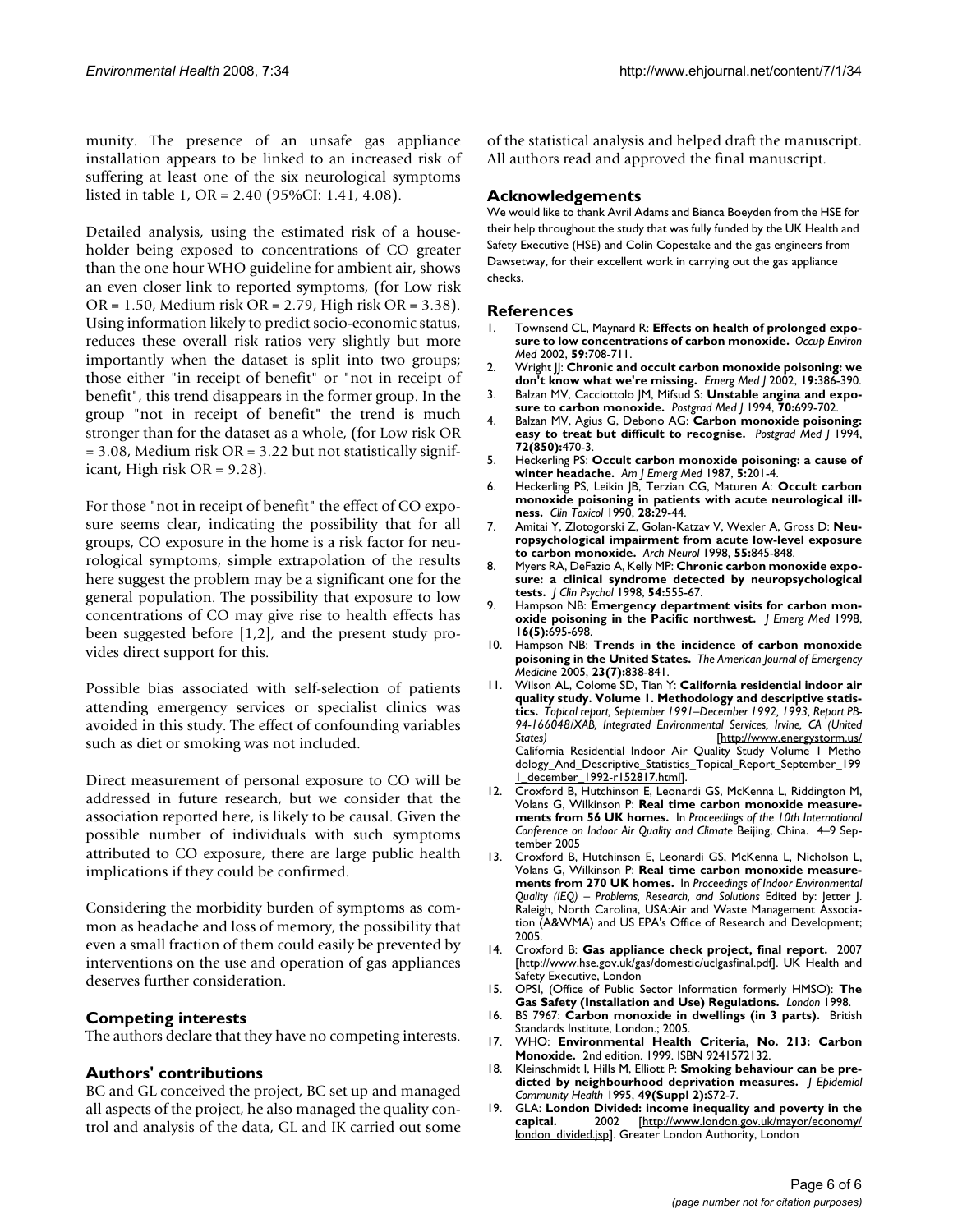munity. The presence of an unsafe gas appliance installation appears to be linked to an increased risk of suffering at least one of the six neurological symptoms listed in table 1, OR = 2.40 (95%CI: 1.41, 4.08).

Detailed analysis, using the estimated risk of a householder being exposed to concentrations of CO greater than the one hour WHO guideline for ambient air, shows an even closer link to reported symptoms, (for Low risk OR = 1.50, Medium risk OR = 2.79, High risk OR = 3.38). Using information likely to predict socio-economic status, reduces these overall risk ratios very slightly but more importantly when the dataset is split into two groups; those either "in receipt of benefit" or "not in receipt of benefit", this trend disappears in the former group. In the group "not in receipt of benefit" the trend is much stronger than for the dataset as a whole, (for Low risk OR = 3.08, Medium risk OR = 3.22 but not statistically significant, High risk OR = 9.28).

For those "not in receipt of benefit" the effect of CO exposure seems clear, indicating the possibility that for all groups, CO exposure in the home is a risk factor for neurological symptoms, simple extrapolation of the results here suggest the problem may be a significant one for the general population. The possibility that exposure to low concentrations of CO may give rise to health effects has been suggested before [1,2], and the present study provides direct support for this.

Possible bias associated with self-selection of patients attending emergency services or specialist clinics was avoided in this study. The effect of confounding variables such as diet or smoking was not included.

Direct measurement of personal exposure to CO will be addressed in future research, but we consider that the association reported here, is likely to be causal. Given the possible number of individuals with such symptoms attributed to CO exposure, there are large public health implications if they could be confirmed.

Considering the morbidity burden of symptoms as common as headache and loss of memory, the possibility that even a small fraction of them could easily be prevented by interventions on the use and operation of gas appliances deserves further consideration.

## Competing interests

The authors declare that they have no competing interests.

## Authors' contributions

BC and GL conceived the project, BC set up and managed all aspects of the project, he also managed the quality control and analysis of the data, GL and IK carried out some of the statistical analysis and helped draft the manuscript. All authors read and approved the final manuscript.

## Acknowledgements

We would like to thank Avril Adams and Bianca Boeyden from the HSE for their help throughout the study that was fully funded by the UK Health and Safety Executive (HSE) and Colin Copestake and the gas engineers from Dawsetway, for their excellent work in carrying out the gas appliance checks.

## References

1. Townsend CL, Maynard R: **Effects on health of prolonged exposure to low concentrations of carbon monoxide.** *Occup Environ Med* 2002, **59:**708-711.
2. Wright JJ: **Chronic and occult carbon monoxide poisoning: we don't know what we're missing.** *Emerg Med J* 2002, **19:**386-390.
3. Balzan MV, Cacciottolo JM, Mifsud S: **Unstable angina and exposure to carbon monoxide.** *Postgrad Med J* 1994, **70:**699-702.
4. Balzan MV, Agius G, Debono AG: **Carbon monoxide poisoning: easy to treat but difficult to recognise.** *Postgrad Med J* 1994, **72(850):**470-3.
5. Heckerling PS: **Occult carbon monoxide poisoning: a cause of winter headache.** *Am J Emerg Med* 1987, **5:**201-4.
6. Heckerling PS, Leikin JB, Terzian CG, Maturen A: **Occult carbon monoxide poisoning in patients with acute neurological illness.** *Clin Toxicol* 1990, **28:**29-44.
7. Amitai Y, Zlotogorski Z, Golan-Katzav V, Wexler A, Gross D: **Neuropsychological impairment from acute low-level exposure to carbon monoxide.** *Arch Neurol* 1998, **55:**845-848.
8. Myers RA, DeFazio A, Kelly MP: **Chronic carbon monoxide exposure: a clinical syndrome detected by neuropsychological tests.** *J Clin Psychol* 1998, **54:**555-67.
9. Hampson NB: **Emergency department visits for carbon monoxide poisoning in the Pacific northwest.** *J Emerg Med* 1998, **16(5):**695-698.
10. Hampson NB: **Trends in the incidence of carbon monoxide poisoning in the United States.** *The American Journal of Emergency Medicine* 2005, **23(7):**838-841.
11. Wilson AL, Colome SD, Tian Y: **California residential indoor air quality study. Volume 1. Methodology and descriptive statistics.** *Topical report, September 1991–December 1992, 1993, Report PB-94-166048/XAB, Integrated Environmental Services, Irvine, CA (United States)* [http://www.energystorm.us/California_Residential_Indoor_Air_Quality_Study_Volume_1_Methodology_And_Descriptive_Statistics_Topical_Report_September_1991_december_1992-r152817.html].
12. Croxford B, Hutchinson E, Leonardi GS, McKenna L, Riddington M, Volans G, Wilkinson P: **Real time carbon monoxide measurements from 56 UK homes.** In *Proceedings of the 10th International Conference on Indoor Air Quality and Climate* Beijing, China. 4–9 September 2005
13. Croxford B, Hutchinson E, Leonardi GS, McKenna L, Nicholson L, Volans G, Wilkinson P: **Real time carbon monoxide measurements from 270 UK homes.** In *Proceedings of Indoor Environmental Quality (IEQ) – Problems, Research, and Solutions* Edited by: Jetter J. Raleigh, North Carolina, USA:Air and Waste Management Association (A&WMA) and US EPA's Office of Research and Development; 2005.
14. Croxford B: **Gas appliance check project, final report.** 2007 [http://www.hse.gov.uk/gas/domestic/uclgasfinal.pdf]. UK Health and Safety Executive, London
15. OPSI, (Office of Public Sector Information formerly HMSO): **The Gas Safety (Installation and Use) Regulations.** *London* 1998.
16. BS 7967: **Carbon monoxide in dwellings (in 3 parts).** British Standards Institute, London.; 2005.
17. WHO: **Environmental Health Criteria, No. 213: Carbon Monoxide.** 2nd edition. 1999. ISBN 9241572132.
18. Kleinschmidt I, Hills M, Elliott P: **Smoking behaviour can be predicted by neighbourhood deprivation measures.** *J Epidemiol Community Health* 1995, **49(Suppl 2):**S72-7.
19. GLA: **London Divided: income inequality and poverty in the capital.** 2002 [http://www.london.gov.uk/mayor/economy/london_divided.jsp]. Greater London Authority, London